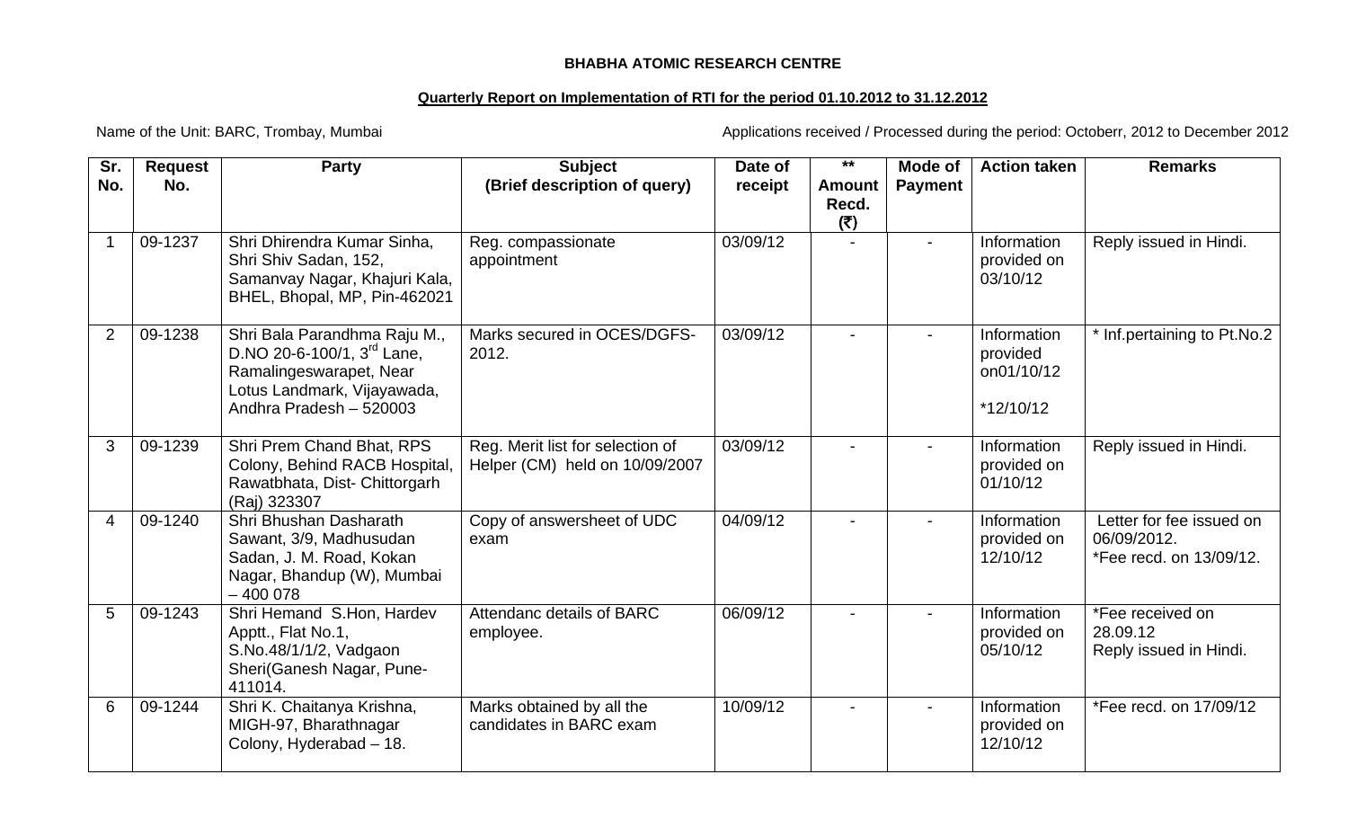**BHABHA ATOMIC RESEARCH CENTRE**

**Quarterly Report on Implementation of RTI for the period 01.10.2012 to 31.12.2012**

Name of the Unit: BARC, Trombay, Mumbai

Applications received / Processed during the period: Octoberr, 2012 to December 2012

| Sr. No. | Request No. | Party | Subject (Brief description of query) | Date of receipt | ** Amount Recd. (₹) | Mode of Payment | Action taken | Remarks |
|---|---|---|---|---|---|---|---|---|
| 1 | 09-1237 | Shri Dhirendra Kumar Sinha, Shri Shiv Sadan, 152, Samanvay Nagar, Khajuri Kala, BHEL, Bhopal, MP, Pin-462021 | Reg. compassionate appointment | 03/09/12 | - | - | Information provided on 03/10/12 | Reply issued in Hindi. |
| 2 | 09-1238 | Shri Bala Parandhma Raju M., D.NO 20-6-100/1, 3rd Lane, Ramalingeswarapet, Near Lotus Landmark, Vijayawada, Andhra Pradesh – 520003 | Marks secured in OCES/DGFS-2012. | 03/09/12 | - | - | Information provided on01/10/12 *12/10/12 | * Inf.pertaining to Pt.No.2 |
| 3 | 09-1239 | Shri Prem Chand Bhat, RPS Colony, Behind RACB Hospital, Rawatbhata, Dist- Chittorgarh (Raj) 323307 | Reg. Merit list for selection of Helper (CM) held on 10/09/2007 | 03/09/12 | - | - | Information provided on 01/10/12 | Reply issued in Hindi. |
| 4 | 09-1240 | Shri Bhushan Dasharath Sawant, 3/9, Madhusudan Sadan, J. M. Road, Kokan Nagar, Bhandup (W), Mumbai – 400 078 | Copy of answersheet of UDC exam | 04/09/12 | - | - | Information provided on 12/10/12 | Letter for fee issued on 06/09/2012. *Fee recd. on 13/09/12. |
| 5 | 09-1243 | Shri Hemand S.Hon, Hardev Apptt., Flat No.1, S.No.48/1/1/2, Vadgaon Sheri(Ganesh Nagar, Pune-411014. | Attendanc details of BARC employee. | 06/09/12 | - | - | Information provided on 05/10/12 | *Fee received on 28.09.12 Reply issued in Hindi. |
| 6 | 09-1244 | Shri K. Chaitanya Krishna, MIGH-97, Bharathnagar Colony, Hyderabad – 18. | Marks obtained by all the candidates in BARC exam | 10/09/12 | - | - | Information provided on 12/10/12 | *Fee recd. on 17/09/12 |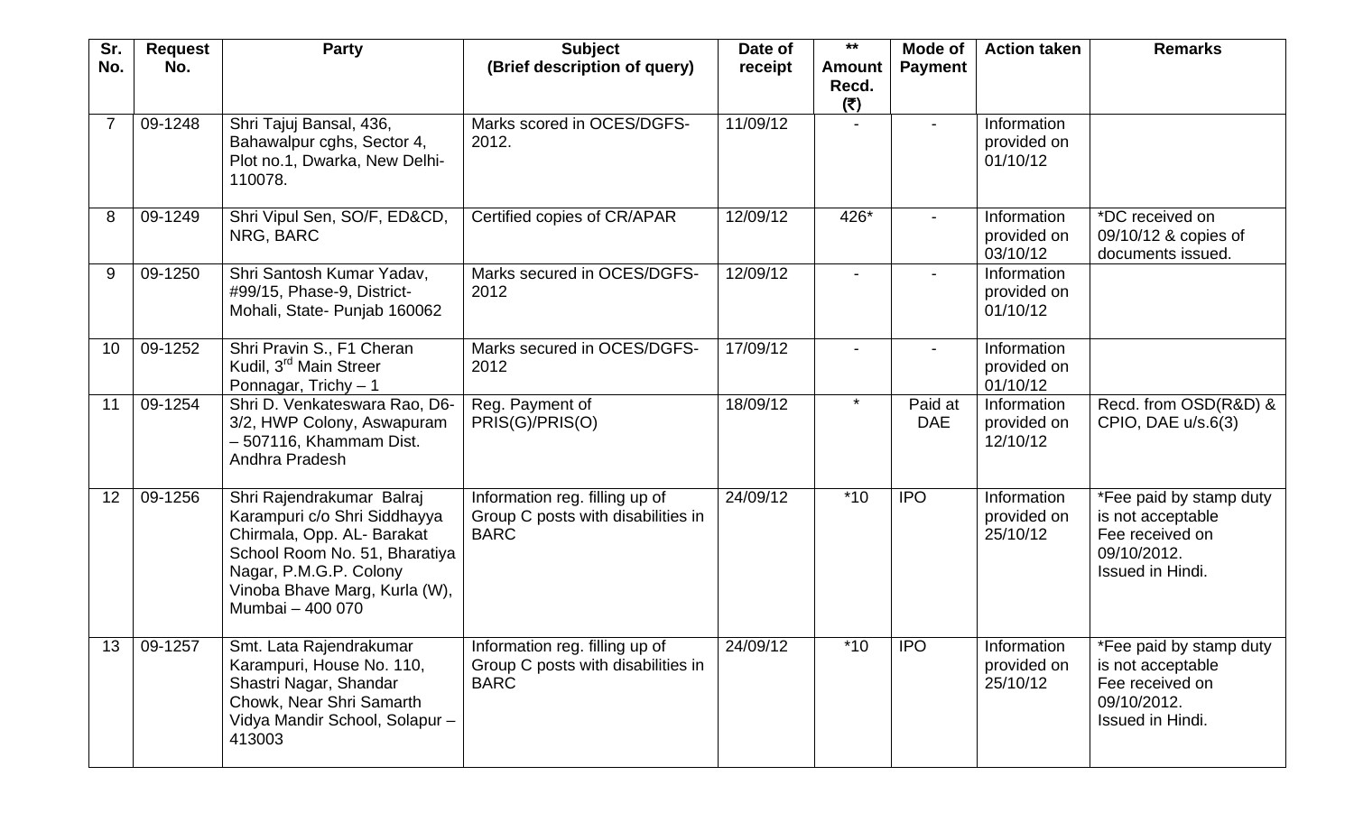| Sr. No. | Request No. | Party | Subject (Brief description of query) | Date of receipt | ** Amount Recd. (₹) | Mode of Payment | Action taken | Remarks |
|---|---|---|---|---|---|---|---|---|
| 7 | 09-1248 | Shri Tajuj Bansal, 436, Bahawalpur cghs, Sector 4, Plot no.1, Dwarka, New Delhi-110078. | Marks scored in OCES/DGFS-2012. | 11/09/12 | - | - | Information provided on 01/10/12 | |
| 8 | 09-1249 | Shri Vipul Sen, SO/F, ED&CD, NRG, BARC | Certified copies of CR/APAR | 12/09/12 | 426* | - | Information provided on 03/10/12 | *DC received on 09/10/12 & copies of documents issued. |
| 9 | 09-1250 | Shri Santosh Kumar Yadav, #99/15, Phase-9, District-Mohali, State- Punjab 160062 | Marks secured in OCES/DGFS-2012 | 12/09/12 | - | - | Information provided on 01/10/12 | |
| 10 | 09-1252 | Shri Pravin S., F1 Cheran Kudil, 3rd Main Streer Ponnagar, Trichy – 1 | Marks secured in OCES/DGFS-2012 | 17/09/12 | - | - | Information provided on 01/10/12 | |
| 11 | 09-1254 | Shri D. Venkateswara Rao, D6-3/2, HWP Colony, Aswapuram – 507116, Khammam Dist. Andhra Pradesh | Reg. Payment of PRIS(G)/PRIS(O) | 18/09/12 | * | Paid at DAE | Information provided on 12/10/12 | Recd. from OSD(R&D) & CPIO, DAE u/s.6(3) |
| 12 | 09-1256 | Shri Rajendrakumar Balraj Karampuri c/o Shri Siddhayya Chirmala, Opp. AL- Barakat School Room No. 51, Bharatiya Nagar, P.M.G.P. Colony Vinoba Bhave Marg, Kurla (W), Mumbai – 400 070 | Information reg. filling up of Group C posts with disabilities in BARC | 24/09/12 | *10 | IPO | Information provided on 25/10/12 | *Fee paid by stamp duty is not acceptable Fee received on 09/10/2012. Issued in Hindi. |
| 13 | 09-1257 | Smt. Lata Rajendrakumar Karampuri, House No. 110, Shastri Nagar, Shandar Chowk, Near Shri Samarth Vidya Mandir School, Solapur – 413003 | Information reg. filling up of Group C posts with disabilities in BARC | 24/09/12 | *10 | IPO | Information provided on 25/10/12 | *Fee paid by stamp duty is not acceptable Fee received on 09/10/2012. Issued in Hindi. |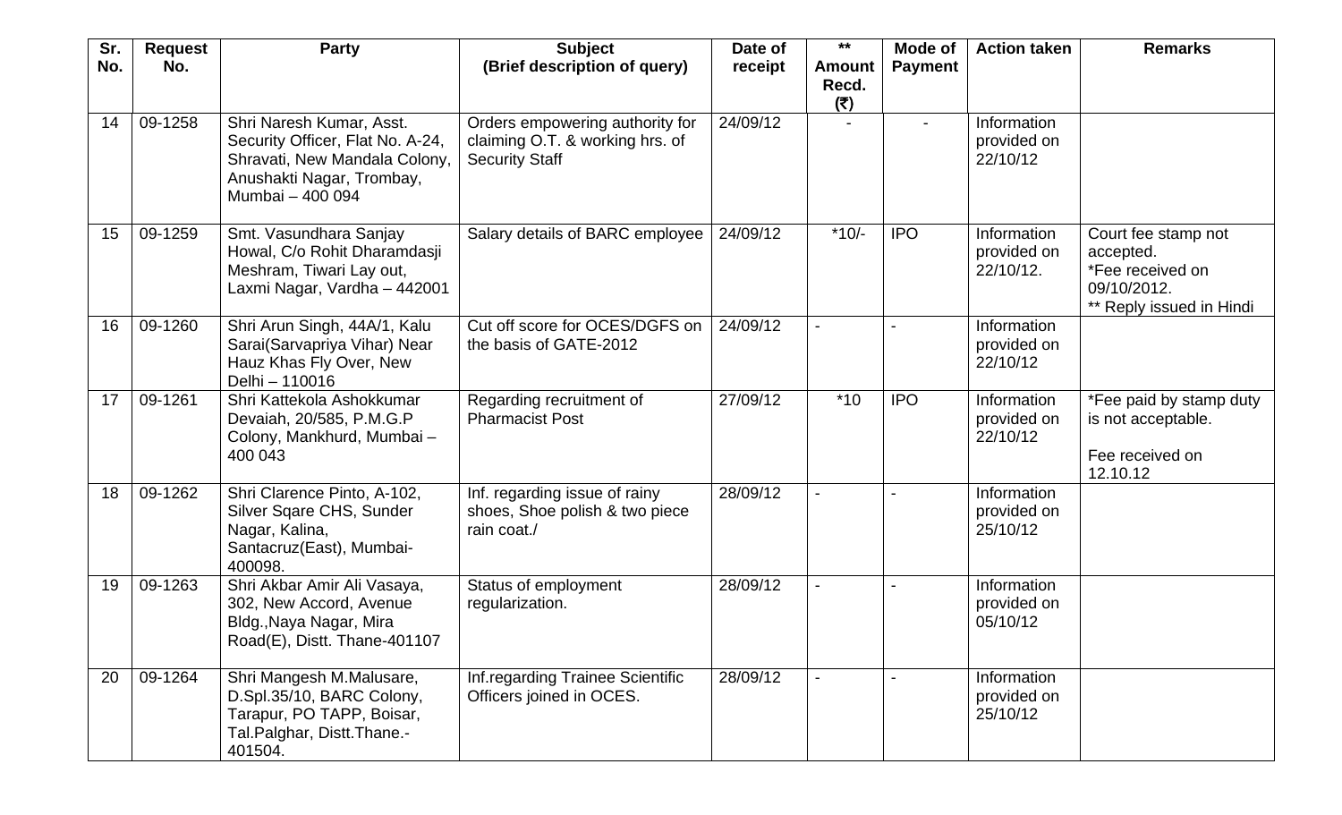| Sr. No. | Request No. | Party | Subject (Brief description of query) | Date of receipt | ** Amount Recd. (₹) | Mode of Payment | Action taken | Remarks |
|---|---|---|---|---|---|---|---|---|
| 14 | 09-1258 | Shri Naresh Kumar, Asst. Security Officer, Flat No. A-24, Shravati, New Mandala Colony, Anushakti Nagar, Trombay, Mumbai – 400 094 | Orders empowering authority for claiming O.T. & working hrs. of Security Staff | 24/09/12 | - | - | Information provided on 22/10/12 | |
| 15 | 09-1259 | Smt. Vasundhara Sanjay Howal, C/o Rohit Dharamdasji Meshram, Tiwari Lay out, Laxmi Nagar, Vardha – 442001 | Salary details of BARC employee | 24/09/12 | *10/- | IPO | Information provided on 22/10/12. | Court fee stamp not accepted. *Fee received on 09/10/2012. ** Reply issued in Hindi |
| 16 | 09-1260 | Shri Arun Singh, 44A/1, Kalu Sarai(Sarvapriya Vihar) Near Hauz Khas Fly Over, New Delhi – 110016 | Cut off score for OCES/DGFS on the basis of GATE-2012 | 24/09/12 | - | - | Information provided on 22/10/12 | |
| 17 | 09-1261 | Shri Kattekola Ashokkumar Devaiah, 20/585, P.M.G.P Colony, Mankhurd, Mumbai – 400 043 | Regarding recruitment of Pharmacist Post | 27/09/12 | *10 | IPO | Information provided on 22/10/12 | *Fee paid by stamp duty is not acceptable. Fee received on 12.10.12 |
| 18 | 09-1262 | Shri Clarence Pinto, A-102, Silver Sqare CHS, Sunder Nagar, Kalina, Santacruz(East), Mumbai-400098. | Inf. regarding issue of rainy shoes, Shoe polish & two piece rain coat./ | 28/09/12 | - | - | Information provided on 25/10/12 | |
| 19 | 09-1263 | Shri Akbar Amir Ali Vasaya, 302, New Accord, Avenue Bldg.,Naya Nagar, Mira Road(E), Distt. Thane-401107 | Status of employment regularization. | 28/09/12 | - | - | Information provided on 05/10/12 | |
| 20 | 09-1264 | Shri Mangesh M.Malusare, D.Spl.35/10, BARC Colony, Tarapur, PO TAPP, Boisar, Tal.Palghar, Distt.Thane.-401504. | Inf.regarding Trainee Scientific Officers joined in OCES. | 28/09/12 | - | - | Information provided on 25/10/12 | |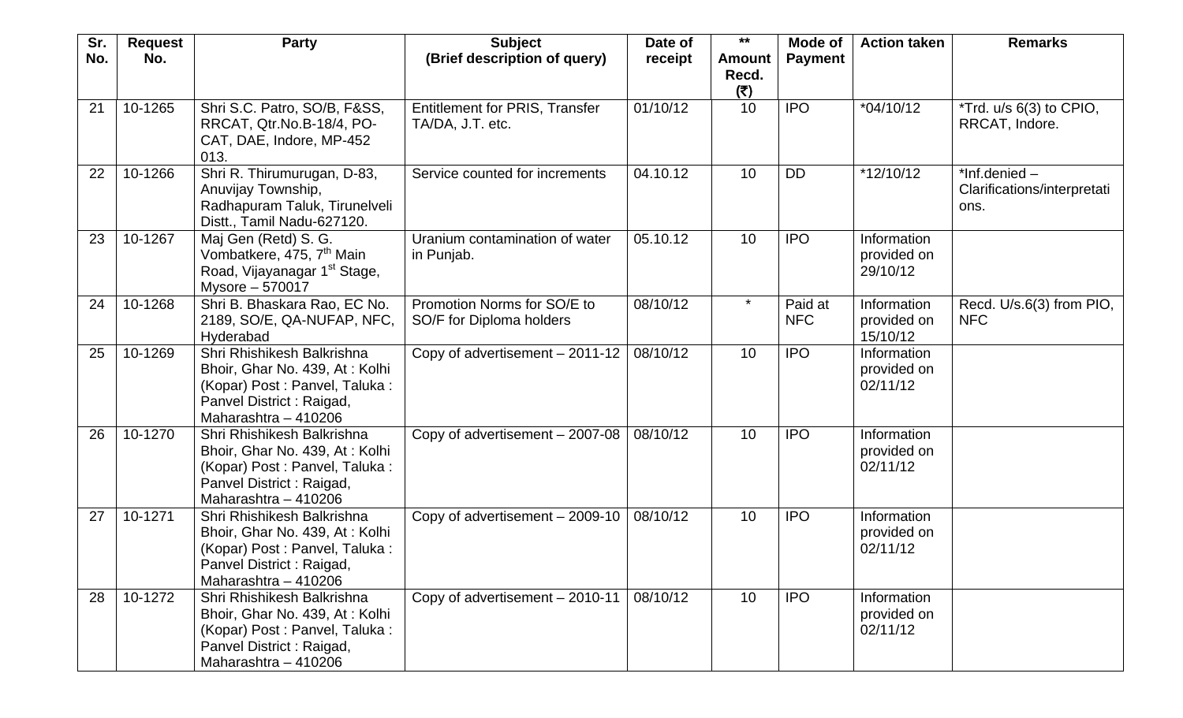| Sr. No. | Request No. | Party | Subject (Brief description of query) | Date of receipt | ** Amount Recd. (₹) | Mode of Payment | Action taken | Remarks |
|---|---|---|---|---|---|---|---|---|
| 21 | 10-1265 | Shri S.C. Patro, SO/B, F&SS, RRCAT, Qtr.No.B-18/4, PO-CAT, DAE, Indore, MP-452 013. | Entitlement for PRIS, Transfer TA/DA, J.T. etc. | 01/10/12 | 10 | IPO | *04/10/12 | *Trd. u/s 6(3) to CPIO, RRCAT, Indore. |
| 22 | 10-1266 | Shri R. Thirumurugan, D-83, Anuvijay Township, Radhapuram Taluk, Tirunelveli Distt., Tamil Nadu-627120. | Service counted for increments | 04.10.12 | 10 | DD | *12/10/12 | *Inf.denied – Clarifications/interpretations. |
| 23 | 10-1267 | Maj Gen (Retd) S. G. Vombatkere, 475, 7th Main Road, Vijayanagar 1st Stage, Mysore – 570017 | Uranium contamination of water in Punjab. | 05.10.12 | 10 | IPO | Information provided on 29/10/12 | |
| 24 | 10-1268 | Shri B. Bhaskara Rao, EC No. 2189, SO/E, QA-NUFAP, NFC, Hyderabad | Promotion Norms for SO/E to SO/F for Diploma holders | 08/10/12 | * | Paid at NFC | Information provided on 15/10/12 | Recd. U/s.6(3) from PIO, NFC |
| 25 | 10-1269 | Shri Rhishikesh Balkrishna Bhoir, Ghar No. 439, At : Kolhi (Kopar) Post : Panvel, Taluka : Panvel District : Raigad, Maharashtra – 410206 | Copy of advertisement – 2011-12 | 08/10/12 | 10 | IPO | Information provided on 02/11/12 | |
| 26 | 10-1270 | Shri Rhishikesh Balkrishna Bhoir, Ghar No. 439, At : Kolhi (Kopar) Post : Panvel, Taluka : Panvel District : Raigad, Maharashtra – 410206 | Copy of advertisement – 2007-08 | 08/10/12 | 10 | IPO | Information provided on 02/11/12 | |
| 27 | 10-1271 | Shri Rhishikesh Balkrishna Bhoir, Ghar No. 439, At : Kolhi (Kopar) Post : Panvel, Taluka : Panvel District : Raigad, Maharashtra – 410206 | Copy of advertisement – 2009-10 | 08/10/12 | 10 | IPO | Information provided on 02/11/12 | |
| 28 | 10-1272 | Shri Rhishikesh Balkrishna Bhoir, Ghar No. 439, At : Kolhi (Kopar) Post : Panvel, Taluka : Panvel District : Raigad, Maharashtra – 410206 | Copy of advertisement – 2010-11 | 08/10/12 | 10 | IPO | Information provided on 02/11/12 | |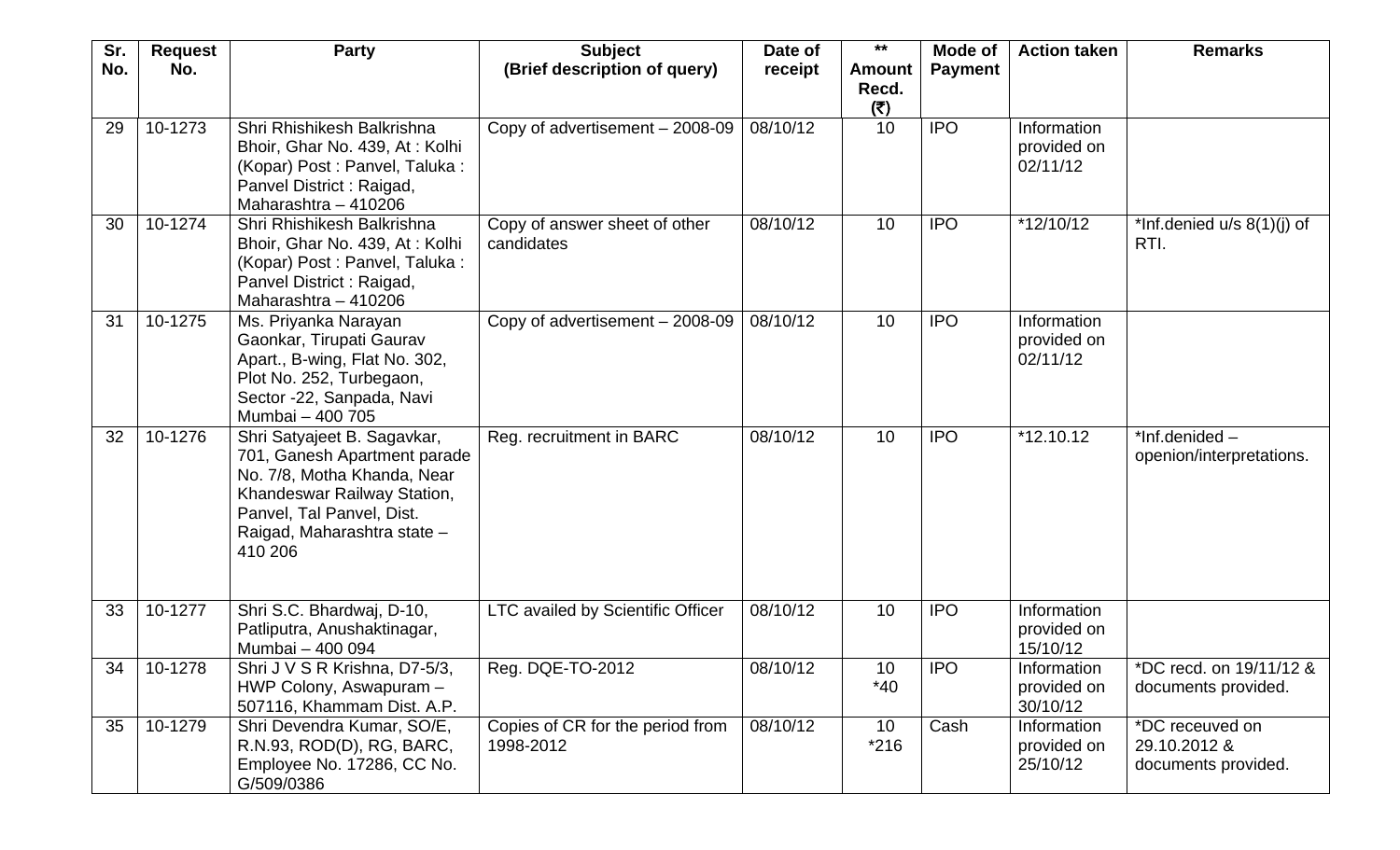| Sr. No. | Request No. | Party | Subject (Brief description of query) | Date of receipt | ** Amount Recd. (₹) | Mode of Payment | Action taken | Remarks |
|---|---|---|---|---|---|---|---|---|
| 29 | 10-1273 | Shri Rhishikesh Balkrishna Bhoir, Ghar No. 439, At : Kolhi (Kopar) Post : Panvel, Taluka : Panvel District : Raigad, Maharashtra – 410206 | Copy of advertisement – 2008-09 | 08/10/12 | 10 | IPO | Information provided on 02/11/12 | |
| 30 | 10-1274 | Shri Rhishikesh Balkrishna Bhoir, Ghar No. 439, At : Kolhi (Kopar) Post : Panvel, Taluka : Panvel District : Raigad, Maharashtra – 410206 | Copy of answer sheet of other candidates | 08/10/12 | 10 | IPO | *12/10/12 | *Inf.denied u/s 8(1)(j) of RTI. |
| 31 | 10-1275 | Ms. Priyanka Narayan Gaonkar, Tirupati Gaurav Apart., B-wing, Flat No. 302, Plot No. 252, Turbegaon, Sector -22, Sanpada, Navi Mumbai – 400 705 | Copy of advertisement – 2008-09 | 08/10/12 | 10 | IPO | Information provided on 02/11/12 | |
| 32 | 10-1276 | Shri Satyajeet B. Sagavkar, 701, Ganesh Apartment parade No. 7/8, Motha Khanda, Near Khandeswar Railway Station, Panvel, Tal Panvel, Dist. Raigad, Maharashtra state – 410 206 | Reg. recruitment in BARC | 08/10/12 | 10 | IPO | *12.10.12 | *Inf.denided – openion/interpretations. |
| 33 | 10-1277 | Shri S.C. Bhardwaj, D-10, Patliputra, Anushaktinagar, Mumbai – 400 094 | LTC availed by Scientific Officer | 08/10/12 | 10 | IPO | Information provided on 15/10/12 | |
| 34 | 10-1278 | Shri J V S R Krishna, D7-5/3, HWP Colony, Aswapuram – 507116, Khammam Dist. A.P. | Reg. DQE-TO-2012 | 08/10/12 | 10 *40 | IPO | Information provided on 30/10/12 | *DC recd. on 19/11/12 & documents provided. |
| 35 | 10-1279 | Shri Devendra Kumar, SO/E, R.N.93, ROD(D), RG, BARC, Employee No. 17286, CC No. G/509/0386 | Copies of CR for the period from 1998-2012 | 08/10/12 | 10 *216 | Cash | Information provided on 25/10/12 | *DC receuved on 29.10.2012 & documents provided. |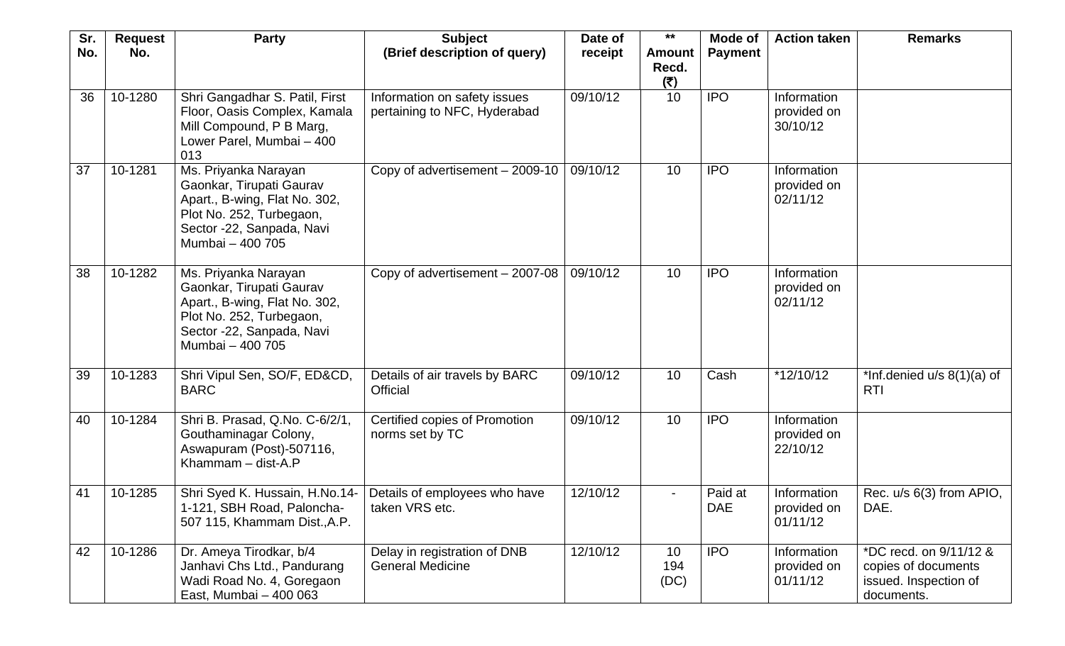| Sr. No. | Request No. | Party | Subject (Brief description of query) | Date of receipt | ** Amount Recd. (₹) | Mode of Payment | Action taken | Remarks |
|---|---|---|---|---|---|---|---|---|
| 36 | 10-1280 | Shri Gangadhar S. Patil, First Floor, Oasis Complex, Kamala Mill Compound, P B Marg, Lower Parel, Mumbai – 400 013 | Information on safety issues pertaining to NFC, Hyderabad | 09/10/12 | 10 | IPO | Information provided on 30/10/12 | |
| 37 | 10-1281 | Ms. Priyanka Narayan Gaonkar, Tirupati Gaurav Apart., B-wing, Flat No. 302, Plot No. 252, Turbegaon, Sector -22, Sanpada, Navi Mumbai – 400 705 | Copy of advertisement – 2009-10 | 09/10/12 | 10 | IPO | Information provided on 02/11/12 | |
| 38 | 10-1282 | Ms. Priyanka Narayan Gaonkar, Tirupati Gaurav Apart., B-wing, Flat No. 302, Plot No. 252, Turbegaon, Sector -22, Sanpada, Navi Mumbai – 400 705 | Copy of advertisement – 2007-08 | 09/10/12 | 10 | IPO | Information provided on 02/11/12 | |
| 39 | 10-1283 | Shri Vipul Sen, SO/F, ED&CD, BARC | Details of air travels by BARC Official | 09/10/12 | 10 | Cash | *12/10/12 | *Inf.denied u/s 8(1)(a) of RTI |
| 40 | 10-1284 | Shri B. Prasad, Q.No. C-6/2/1, Gouthaminagar Colony, Aswapuram (Post)-507116, Khammam – dist-A.P | Certified copies of Promotion norms set by TC | 09/10/12 | 10 | IPO | Information provided on 22/10/12 | |
| 41 | 10-1285 | Shri Syed K. Hussain, H.No.14-1-121, SBH Road, Paloncha-507 115, Khammam Dist.,A.P. | Details of employees who have taken VRS etc. | 12/10/12 | - | Paid at DAE | Information provided on 01/11/12 | Rec. u/s 6(3) from APIO, DAE. |
| 42 | 10-1286 | Dr. Ameya Tirodkar, b/4 Janhavi Chs Ltd., Pandurang Wadi Road No. 4, Goregaon East, Mumbai – 400 063 | Delay in registration of DNB General Medicine | 12/10/12 | 10<br>194<br>(DC) | IPO | Information provided on 01/11/12 | *DC recd. on 9/11/12 & copies of documents issued. Inspection of documents. |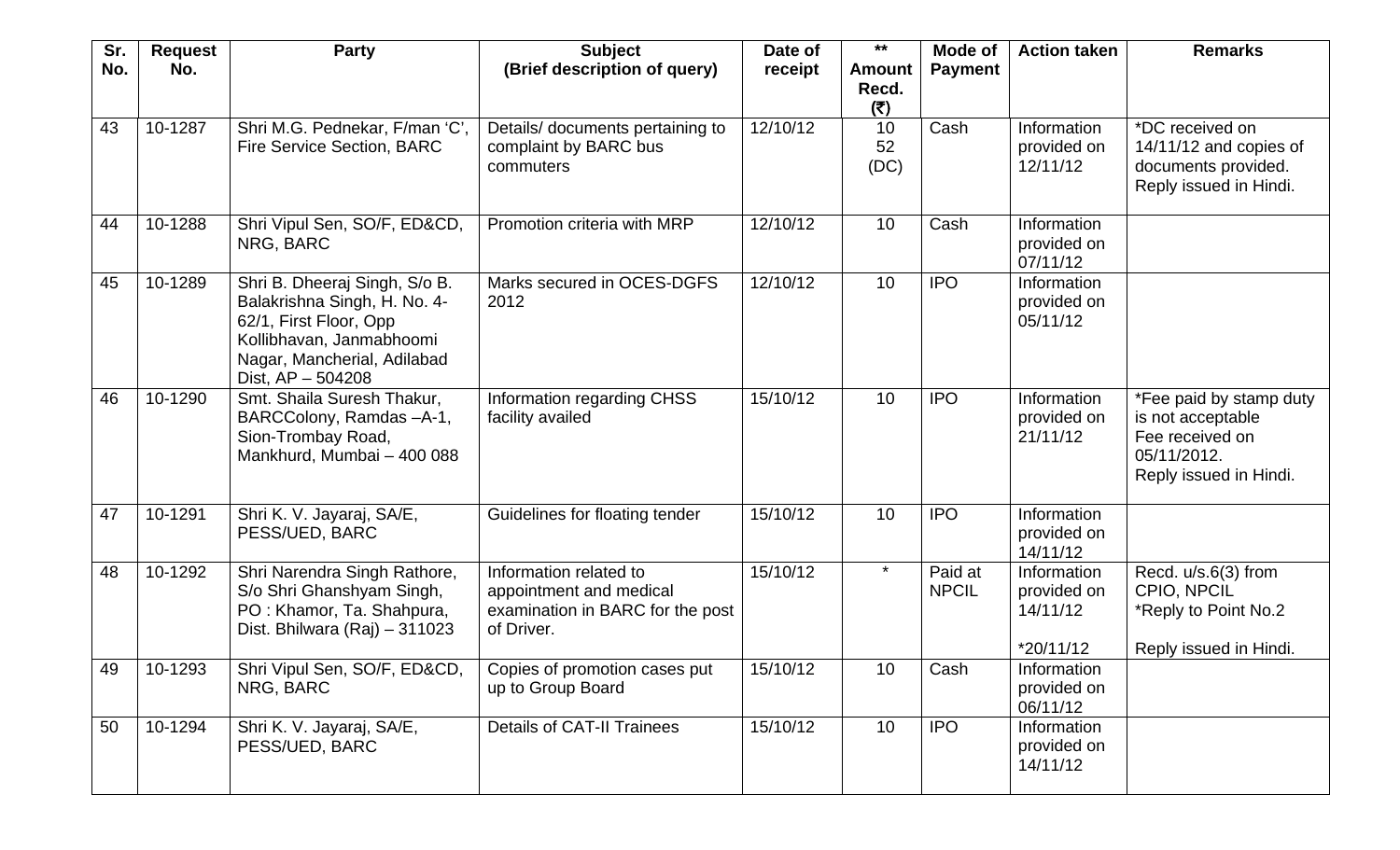| Sr. No. | Request No. | Party | Subject (Brief description of query) | Date of receipt | ** Amount Recd. (₹) | Mode of Payment | Action taken | Remarks |
|---|---|---|---|---|---|---|---|---|
| 43 | 10-1287 | Shri M.G. Pednekar, F/man 'C', Fire Service Section, BARC | Details/ documents pertaining to complaint by BARC bus commuters | 12/10/12 | 10 52 (DC) | Cash | Information provided on 12/11/12 | *DC received on 14/11/12 and copies of documents provided. Reply issued in Hindi. |
| 44 | 10-1288 | Shri Vipul Sen, SO/F, ED&CD, NRG, BARC | Promotion criteria with MRP | 12/10/12 | 10 | Cash | Information provided on 07/11/12 | |
| 45 | 10-1289 | Shri B. Dheeraj Singh, S/o B. Balakrishna Singh, H. No. 4-62/1, First Floor, Opp Kollibhavan, Janmabhoomi Nagar, Mancherial, Adilabad Dist, AP – 504208 | Marks secured in OCES-DGFS 2012 | 12/10/12 | 10 | IPO | Information provided on 05/11/12 | |
| 46 | 10-1290 | Smt. Shaila Suresh Thakur, BARCColony, Ramdas –A-1, Sion-Trombay Road, Mankhurd, Mumbai – 400 088 | Information regarding CHSS facility availed | 15/10/12 | 10 | IPO | Information provided on 21/11/12 | *Fee paid by stamp duty is not acceptable Fee received on 05/11/2012. Reply issued in Hindi. |
| 47 | 10-1291 | Shri K. V. Jayaraj, SA/E, PESS/UED, BARC | Guidelines for floating tender | 15/10/12 | 10 | IPO | Information provided on 14/11/12 | |
| 48 | 10-1292 | Shri Narendra Singh Rathore, S/o Shri Ghanshyam Singh, PO : Khamor, Ta. Shahpura, Dist. Bhilwara (Raj) – 311023 | Information related to appointment and medical examination in BARC for the post of Driver. | 15/10/12 | * | Paid at NPCIL | Information provided on 14/11/12 *20/11/12 | Recd. u/s.6(3) from CPIO, NPCIL *Reply to Point No.2 Reply issued in Hindi. |
| 49 | 10-1293 | Shri Vipul Sen, SO/F, ED&CD, NRG, BARC | Copies of promotion cases put up to Group Board | 15/10/12 | 10 | Cash | Information provided on 06/11/12 | |
| 50 | 10-1294 | Shri K. V. Jayaraj, SA/E, PESS/UED, BARC | Details of CAT-II Trainees | 15/10/12 | 10 | IPO | Information provided on 14/11/12 | |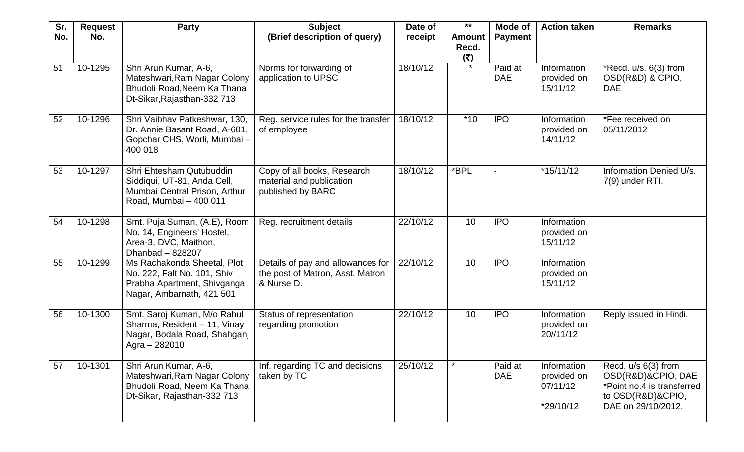| Sr. No. | Request No. | Party | Subject (Brief description of query) | Date of receipt | ** Amount Recd. (₹) | Mode of Payment | Action taken | Remarks |
|---|---|---|---|---|---|---|---|---|
| 51 | 10-1295 | Shri Arun Kumar, A-6, Mateshwari,Ram Nagar Colony Bhudoli Road,Neem Ka Thana Dt-Sikar,Rajasthan-332 713 | Norms for forwarding of application to UPSC | 18/10/12 | * | Paid at DAE | Information provided on 15/11/12 | *Recd. u/s. 6(3) from OSD(R&D) & CPIO, DAE |
| 52 | 10-1296 | Shri Vaibhav Patkeshwar, 130, Dr. Annie Basant Road, A-601, Gopchar CHS, Worli, Mumbai – 400 018 | Reg. service rules for the transfer of employee | 18/10/12 | *10 | IPO | Information provided on 14/11/12 | *Fee received on 05/11/2012 |
| 53 | 10-1297 | Shri Ehtesham Qutubuddin Siddiqui, UT-81, Anda Cell, Mumbai Central Prison, Arthur Road, Mumbai – 400 011 | Copy of all books, Research material and publication published by BARC | 18/10/12 | *BPL | - | *15/11/12 | Information Denied U/s. 7(9) under RTI. |
| 54 | 10-1298 | Smt. Puja Suman, (A.E), Room No. 14, Engineers' Hostel, Area-3, DVC, Maithon, Dhanbad – 828207 | Reg. recruitment details | 22/10/12 | 10 | IPO | Information provided on 15/11/12 | |
| 55 | 10-1299 | Ms Rachakonda Sheetal, Plot No. 222, Falt No. 101, Shiv Prabha Apartment, Shivganga Nagar, Ambarnath, 421 501 | Details of pay and allowances for the post of Matron, Asst. Matron & Nurse D. | 22/10/12 | 10 | IPO | Information provided on 15/11/12 | |
| 56 | 10-1300 | Smt. Saroj Kumari, M/o Rahul Sharma, Resident – 11, Vinay Nagar, Bodala Road, Shahganj Agra – 282010 | Status of representation regarding promotion | 22/10/12 | 10 | IPO | Information provided on 20//11/12 | Reply issued in Hindi. |
| 57 | 10-1301 | Shri Arun Kumar, A-6, Mateshwari,Ram Nagar Colony Bhudoli Road, Neem Ka Thana Dt-Sikar, Rajasthan-332 713 | Inf. regarding TC and decisions taken by TC | 25/10/12 | * | Paid at DAE | Information provided on 07/11/12 *29/10/12 | Recd. u/s 6(3) from OSD(R&D)&CPIO, DAE *Point no.4 is transferred to OSD(R&D)&CPIO, DAE on 29/10/2012. |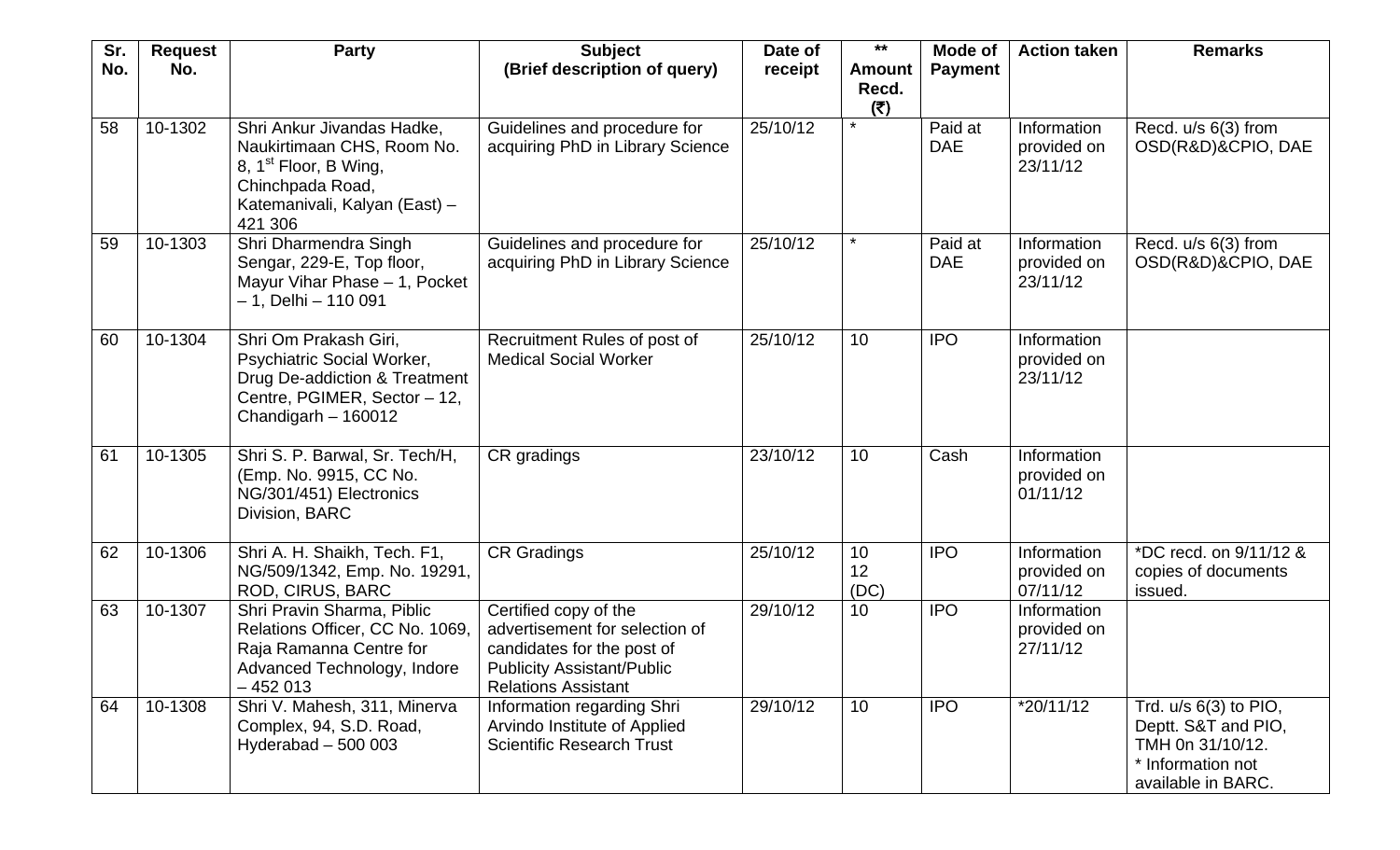| Sr. No. | Request No. | Party | Subject (Brief description of query) | Date of receipt | ** Amount Recd. (₹) | Mode of Payment | Action taken | Remarks |
|---|---|---|---|---|---|---|---|---|
| 58 | 10-1302 | Shri Ankur Jivandas Hadke, Naukirtimaan CHS, Room No. 8, 1st Floor, B Wing, Chinchpada Road, Katemanivali, Kalyan (East) – 421 306 | Guidelines and procedure for acquiring PhD in Library Science | 25/10/12 | * | Paid at DAE | Information provided on 23/11/12 | Recd. u/s 6(3) from OSD(R&D)&CPIO, DAE |
| 59 | 10-1303 | Shri Dharmendra Singh Sengar, 229-E, Top floor, Mayur Vihar Phase – 1, Pocket – 1, Delhi – 110 091 | Guidelines and procedure for acquiring PhD in Library Science | 25/10/12 | * | Paid at DAE | Information provided on 23/11/12 | Recd. u/s 6(3) from OSD(R&D)&CPIO, DAE |
| 60 | 10-1304 | Shri Om Prakash Giri, Psychiatric Social Worker, Drug De-addiction & Treatment Centre, PGIMER, Sector – 12, Chandigarh – 160012 | Recruitment Rules of post of Medical Social Worker | 25/10/12 | 10 | IPO | Information provided on 23/11/12 | |
| 61 | 10-1305 | Shri S. P. Barwal, Sr. Tech/H, (Emp. No. 9915, CC No. NG/301/451) Electronics Division, BARC | CR gradings | 23/10/12 | 10 | Cash | Information provided on 01/11/12 | |
| 62 | 10-1306 | Shri A. H. Shaikh, Tech. F1, NG/509/1342, Emp. No. 19291, ROD, CIRUS, BARC | CR Gradings | 25/10/12 | 10<br>12<br>(DC) | IPO | Information provided on 07/11/12 | *DC recd. on 9/11/12 & copies of documents issued. |
| 63 | 10-1307 | Shri Pravin Sharma, Piblic Relations Officer, CC No. 1069, Raja Ramanna Centre for Advanced Technology, Indore – 452 013 | Certified copy of the advertisement for selection of candidates for the post of Publicity Assistant/Public Relations Assistant | 29/10/12 | 10 | IPO | Information provided on 27/11/12 | |
| 64 | 10-1308 | Shri V. Mahesh, 311, Minerva Complex, 94, S.D. Road, Hyderabad – 500 003 | Information regarding Shri Arvindo Institute of Applied Scientific Research Trust | 29/10/12 | 10 | IPO | *20/11/12 | Trd. u/s 6(3) to PIO, Deptt. S&T and PIO, TMH 0n 31/10/12.<br>* Information not available in BARC. |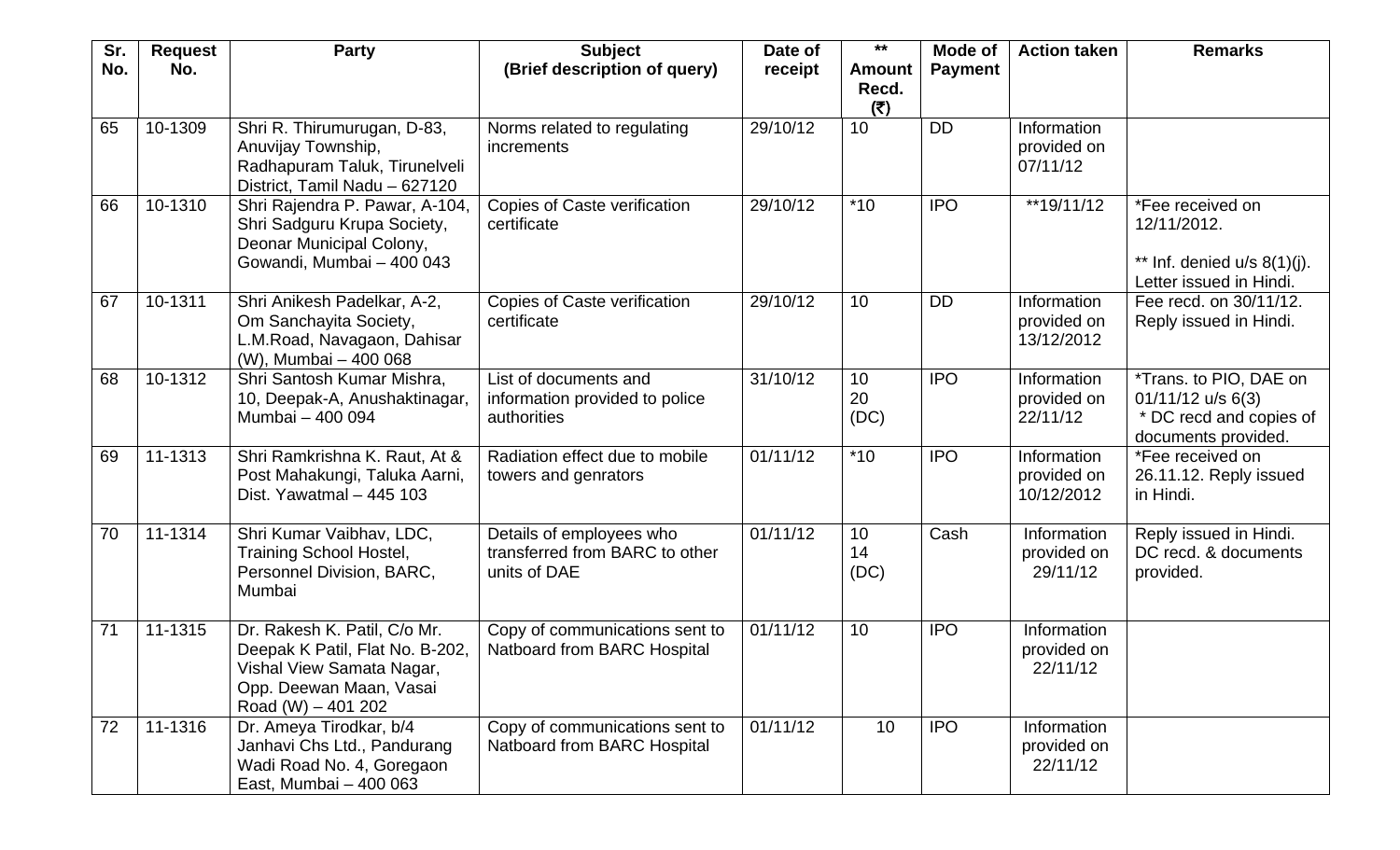| Sr. No. | Request No. | Party | Subject (Brief description of query) | Date of receipt | ** Amount Recd. (₹) | Mode of Payment | Action taken | Remarks |
|---|---|---|---|---|---|---|---|---|
| 65 | 10-1309 | Shri R. Thirumurugan, D-83, Anuvijay Township, Radhapuram Taluk, Tirunelveli District, Tamil Nadu – 627120 | Norms related to regulating increments | 29/10/12 | 10 | DD | Information provided on 07/11/12 | |
| 66 | 10-1310 | Shri Rajendra P. Pawar, A-104, Shri Sadguru Krupa Society, Deonar Municipal Colony, Gowandi, Mumbai – 400 043 | Copies of Caste verification certificate | 29/10/12 | *10 | IPO | **19/11/12 | *Fee received on 12/11/2012. ** Inf. denied u/s 8(1)(j). Letter issued in Hindi. |
| 67 | 10-1311 | Shri Anikesh Padelkar, A-2, Om Sanchayita Society, L.M.Road, Navagaon, Dahisar (W), Mumbai – 400 068 | Copies of Caste verification certificate | 29/10/12 | 10 | DD | Information provided on 13/12/2012 | Fee recd. on 30/11/12. Reply issued in Hindi. |
| 68 | 10-1312 | Shri Santosh Kumar Mishra, 10, Deepak-A, Anushaktinagar, Mumbai – 400 094 | List of documents and information provided to police authorities | 31/10/12 | 10 20 (DC) | IPO | Information provided on 22/11/12 | *Trans. to PIO, DAE on 01/11/12 u/s 6(3) * DC recd and copies of documents provided. |
| 69 | 11-1313 | Shri Ramkrishna K. Raut, At & Post Mahakungi, Taluka Aarni, Dist. Yawatmal – 445 103 | Radiation effect due to mobile towers and genrators | 01/11/12 | *10 | IPO | Information provided on 10/12/2012 | *Fee received on 26.11.12. Reply issued in Hindi. |
| 70 | 11-1314 | Shri Kumar Vaibhav, LDC, Training School Hostel, Personnel Division, BARC, Mumbai | Details of employees who transferred from BARC to other units of DAE | 01/11/12 | 10 14 (DC) | Cash | Information provided on 29/11/12 | Reply issued in Hindi. DC recd. & documents provided. |
| 71 | 11-1315 | Dr. Rakesh K. Patil, C/o Mr. Deepak K Patil, Flat No. B-202, Vishal View Samata Nagar, Opp. Deewan Maan, Vasai Road (W) – 401 202 | Copy of communications sent to Natboard from BARC Hospital | 01/11/12 | 10 | IPO | Information provided on 22/11/12 | |
| 72 | 11-1316 | Dr. Ameya Tirodkar, b/4 Janhavi Chs Ltd., Pandurang Wadi Road No. 4, Goregaon East, Mumbai – 400 063 | Copy of communications sent to Natboard from BARC Hospital | 01/11/12 | 10 | IPO | Information provided on 22/11/12 | |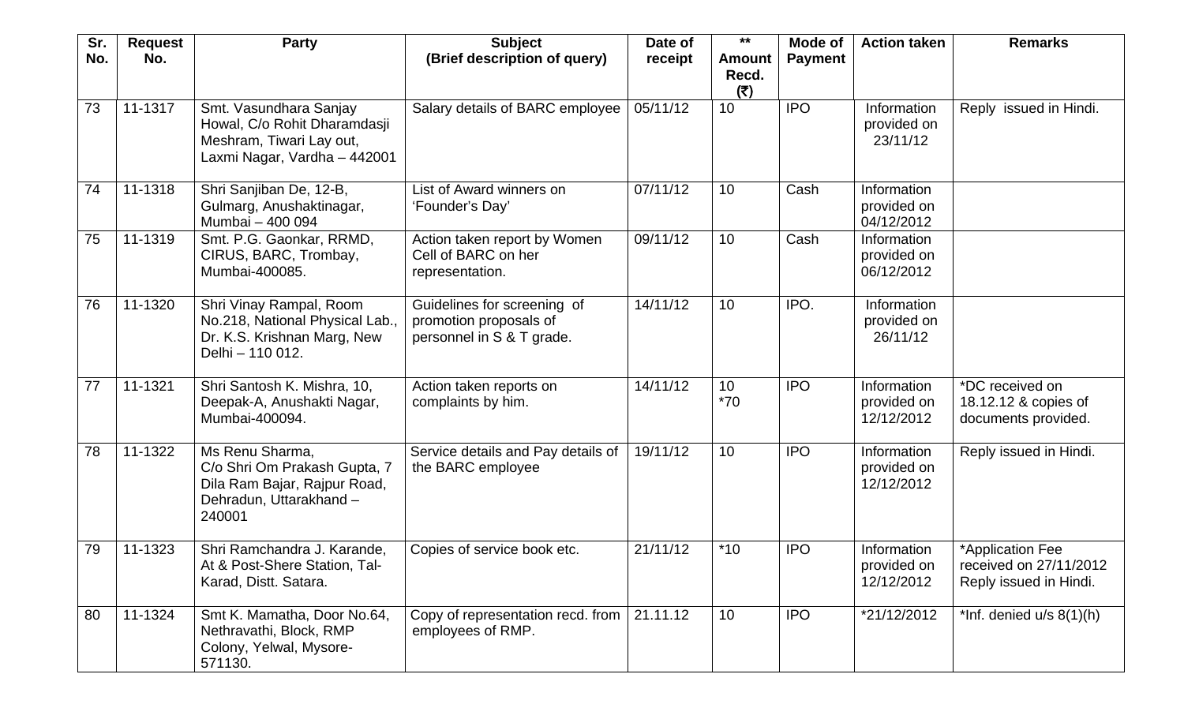| Sr. No. | Request No. | Party | Subject (Brief description of query) | Date of receipt | ** Amount Recd. (₹) | Mode of Payment | Action taken | Remarks |
|---|---|---|---|---|---|---|---|---|
| 73 | 11-1317 | Smt. Vasundhara Sanjay Howal, C/o Rohit Dharamdasji Meshram, Tiwari Lay out, Laxmi Nagar, Vardha – 442001 | Salary details of BARC employee | 05/11/12 | 10 | IPO | Information provided on 23/11/12 | Reply issued in Hindi. |
| 74 | 11-1318 | Shri Sanjiban De, 12-B, Gulmarg, Anushaktinagar, Mumbai – 400 094 | List of Award winners on 'Founder's Day' | 07/11/12 | 10 | Cash | Information provided on 04/12/2012 | |
| 75 | 11-1319 | Smt. P.G. Gaonkar, RRMD, CIRUS, BARC, Trombay, Mumbai-400085. | Action taken report by Women Cell of BARC on her representation. | 09/11/12 | 10 | Cash | Information provided on 06/12/2012 | |
| 76 | 11-1320 | Shri Vinay Rampal, Room No.218, National Physical Lab., Dr. K.S. Krishnan Marg, New Delhi – 110 012. | Guidelines for screening of promotion proposals of personnel in S & T grade. | 14/11/12 | 10 | IPO. | Information provided on 26/11/12 | |
| 77 | 11-1321 | Shri Santosh K. Mishra, 10, Deepak-A, Anushakti Nagar, Mumbai-400094. | Action taken reports on complaints by him. | 14/11/12 | 10 *70 | IPO | Information provided on 12/12/2012 | *DC received on 18.12.12 & copies of documents provided. |
| 78 | 11-1322 | Ms Renu Sharma, C/o Shri Om Prakash Gupta, 7 Dila Ram Bajar, Rajpur Road, Dehradun, Uttarakhand – 240001 | Service details and Pay details of the BARC employee | 19/11/12 | 10 | IPO | Information provided on 12/12/2012 | Reply issued in Hindi. |
| 79 | 11-1323 | Shri Ramchandra J. Karande, At & Post-Shere Station, Tal-Karad, Distt. Satara. | Copies of service book etc. | 21/11/12 | *10 | IPO | Information provided on 12/12/2012 | *Application Fee received on 27/11/2012 Reply issued in Hindi. |
| 80 | 11-1324 | Smt K. Mamatha, Door No.64, Nethravathi, Block, RMP Colony, Yelwal, Mysore-571130. | Copy of representation recd. from employees of RMP. | 21.11.12 | 10 | IPO | *21/12/2012 | *Inf. denied u/s 8(1)(h) |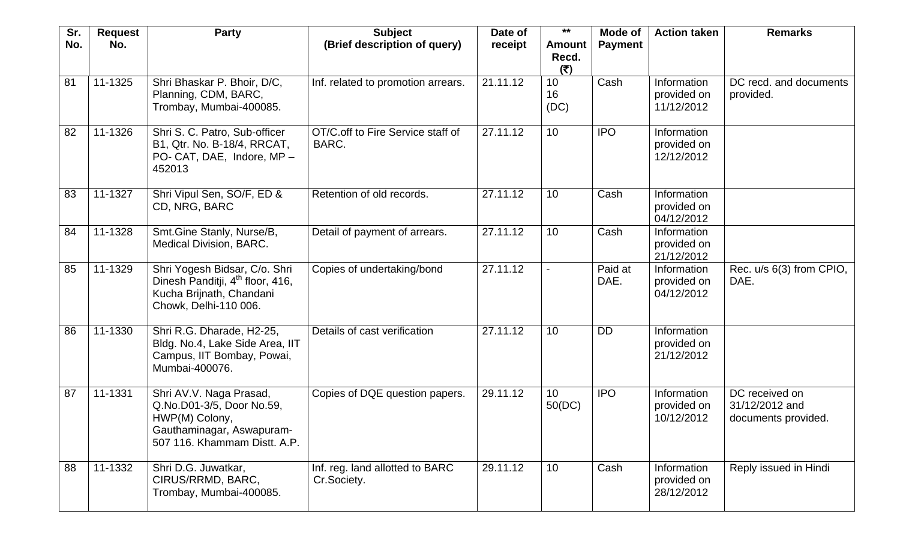| Sr. No. | Request No. | Party | Subject (Brief description of query) | Date of receipt | ** Amount Recd. (₹) | Mode of Payment | Action taken | Remarks |
|---|---|---|---|---|---|---|---|---|
| 81 | 11-1325 | Shri Bhaskar P. Bhoir, D/C, Planning, CDM, BARC, Trombay, Mumbai-400085. | Inf. related to promotion arrears. | 21.11.12 | 10 16 (DC) | Cash | Information provided on 11/12/2012 | DC recd. and documents provided. |
| 82 | 11-1326 | Shri S. C. Patro, Sub-officer B1, Qtr. No. B-18/4, RRCAT, PO- CAT, DAE, Indore, MP – 452013 | OT/C.off to Fire Service staff of BARC. | 27.11.12 | 10 | IPO | Information provided on 12/12/2012 | |
| 83 | 11-1327 | Shri Vipul Sen, SO/F, ED & CD, NRG, BARC | Retention of old records. | 27.11.12 | 10 | Cash | Information provided on 04/12/2012 | |
| 84 | 11-1328 | Smt.Gine Stanly, Nurse/B, Medical Division, BARC. | Detail of payment of arrears. | 27.11.12 | 10 | Cash | Information provided on 21/12/2012 | |
| 85 | 11-1329 | Shri Yogesh Bidsar, C/o. Shri Dinesh Panditji, 4th floor, 416, Kucha Brijnath, Chandani Chowk, Delhi-110 006. | Copies of undertaking/bond | 27.11.12 | - | Paid at DAE. | Information provided on 04/12/2012 | Rec. u/s 6(3) from CPIO, DAE. |
| 86 | 11-1330 | Shri R.G. Dharade, H2-25, Bldg. No.4, Lake Side Area, IIT Campus, IIT Bombay, Powai, Mumbai-400076. | Details of cast verification | 27.11.12 | 10 | DD | Information provided on 21/12/2012 | |
| 87 | 11-1331 | Shri AV.V. Naga Prasad, Q.No.D01-3/5, Door No.59, HWP(M) Colony, Gauthaminagar, Aswapuram-507 116. Khammam Distt. A.P. | Copies of DQE question papers. | 29.11.12 | 10 50(DC) | IPO | Information provided on 10/12/2012 | DC received on 31/12/2012 and documents provided. |
| 88 | 11-1332 | Shri D.G. Juwatkar, CIRUS/RRMD, BARC, Trombay, Mumbai-400085. | Inf. reg. land allotted to BARC Cr.Society. | 29.11.12 | 10 | Cash | Information provided on 28/12/2012 | Reply issued in Hindi |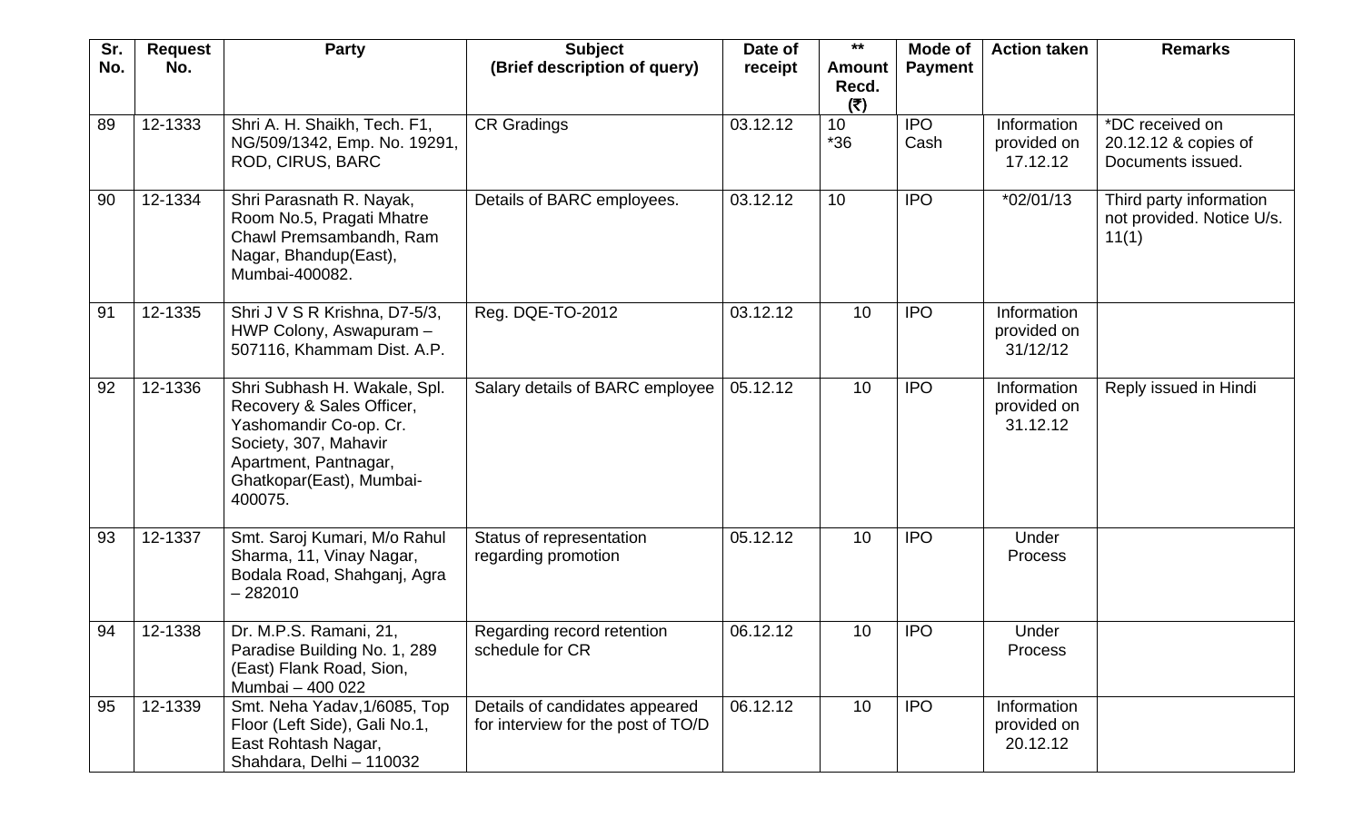| Sr. No. | Request No. | Party | Subject (Brief description of query) | Date of receipt | ** Amount Recd. (₹) | Mode of Payment | Action taken | Remarks |
|---|---|---|---|---|---|---|---|---|
| 89 | 12-1333 | Shri A. H. Shaikh, Tech. F1, NG/509/1342, Emp. No. 19291, ROD, CIRUS, BARC | CR Gradings | 03.12.12 | 10 *36 | IPO Cash | Information provided on 17.12.12 | *DC received on 20.12.12 & copies of Documents issued. |
| 90 | 12-1334 | Shri Parasnath R. Nayak, Room No.5, Pragati Mhatre Chawl Premsambandh, Ram Nagar, Bhandup(East), Mumbai-400082. | Details of BARC employees. | 03.12.12 | 10 | IPO | *02/01/13 | Third party information not provided. Notice U/s. 11(1) |
| 91 | 12-1335 | Shri J V S R Krishna, D7-5/3, HWP Colony, Aswapuram – 507116, Khammam Dist. A.P. | Reg. DQE-TO-2012 | 03.12.12 | 10 | IPO | Information provided on 31/12/12 | |
| 92 | 12-1336 | Shri Subhash H. Wakale, Spl. Recovery & Sales Officer, Yashomandir Co-op. Cr. Society, 307, Mahavir Apartment, Pantnagar, Ghatkopar(East), Mumbai-400075. | Salary details of BARC employee | 05.12.12 | 10 | IPO | Information provided on 31.12.12 | Reply issued in Hindi |
| 93 | 12-1337 | Smt. Saroj Kumari, M/o Rahul Sharma, 11, Vinay Nagar, Bodala Road, Shahganj, Agra – 282010 | Status of representation regarding promotion | 05.12.12 | 10 | IPO | Under Process | |
| 94 | 12-1338 | Dr. M.P.S. Ramani, 21, Paradise Building No. 1, 289 (East) Flank Road, Sion, Mumbai – 400 022 | Regarding record retention schedule for CR | 06.12.12 | 10 | IPO | Under Process | |
| 95 | 12-1339 | Smt. Neha Yadav,1/6085, Top Floor (Left Side), Gali No.1, East Rohtash Nagar, Shahdara, Delhi – 110032 | Details of candidates appeared for interview for the post of TO/D | 06.12.12 | 10 | IPO | Information provided on 20.12.12 | |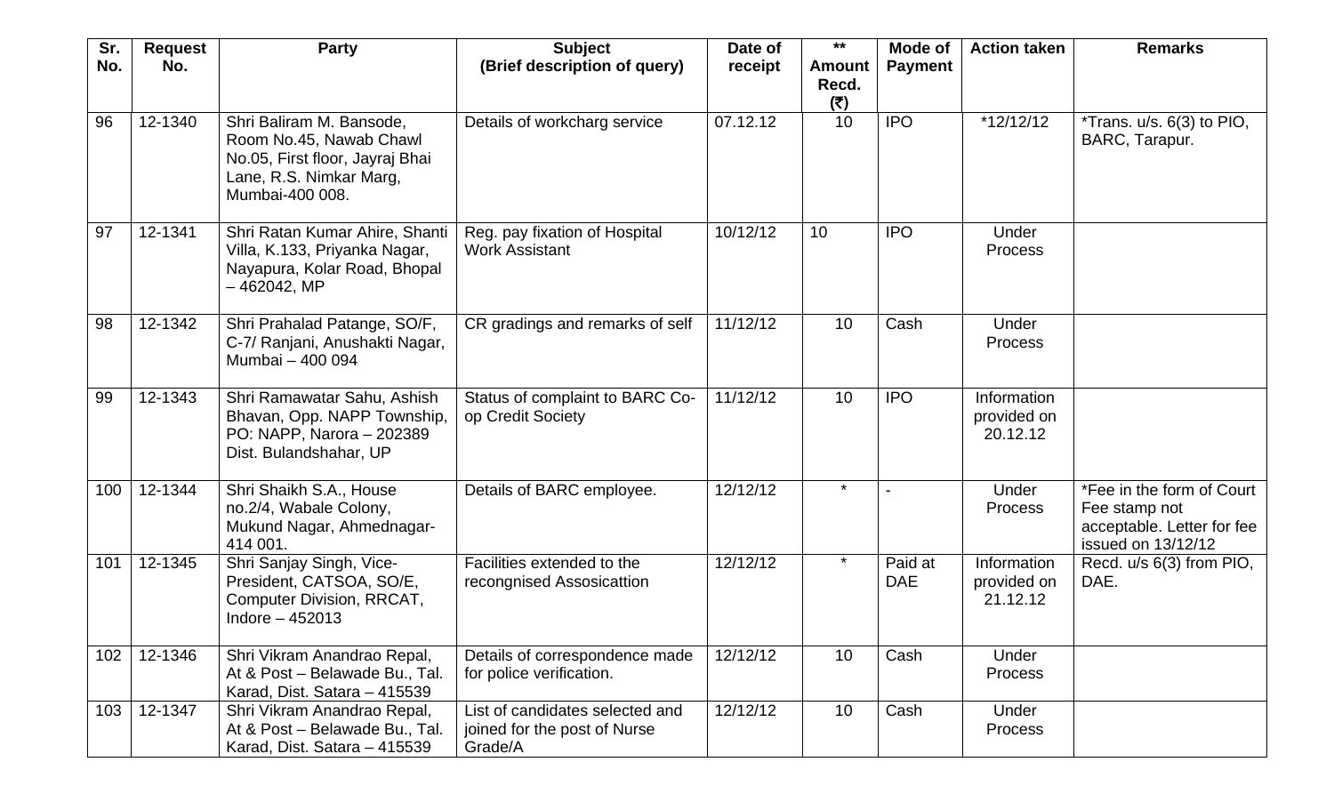| Sr. No. | Request No. | Party | Subject (Brief description of query) | Date of receipt | ** Amount Recd. (₹) | Mode of Payment | Action taken | Remarks |
|---|---|---|---|---|---|---|---|---|
| 96 | 12-1340 | Shri Baliram M. Bansode, Room No.45, Nawab Chawl No.05, First floor, Jayraj Bhai Lane, R.S. Nimkar Marg, Mumbai-400 008. | Details of workcharg service | 07.12.12 | 10 | IPO | *12/12/12 | *Trans. u/s. 6(3) to PIO, BARC, Tarapur. |
| 97 | 12-1341 | Shri Ratan Kumar Ahire, Shanti Villa, K.133, Priyanka Nagar, Nayapura, Kolar Road, Bhopal – 462042, MP | Reg. pay fixation of Hospital Work Assistant | 10/12/12 | 10 | IPO | Under Process | |
| 98 | 12-1342 | Shri Prahalad Patange, SO/F, C-7/ Ranjani, Anushakti Nagar, Mumbai – 400 094 | CR gradings and remarks of self | 11/12/12 | 10 | Cash | Under Process | |
| 99 | 12-1343 | Shri Ramawatar Sahu, Ashish Bhavan, Opp. NAPP Township, PO: NAPP, Narora – 202389 Dist. Bulandshahar, UP | Status of complaint to BARC Co-op Credit Society | 11/12/12 | 10 | IPO | Information provided on 20.12.12 | |
| 100 | 12-1344 | Shri Shaikh S.A., House no.2/4, Wabale Colony, Mukund Nagar, Ahmednagar-414 001. | Details of BARC employee. | 12/12/12 | * | - | Under Process | *Fee in the form of Court Fee stamp not acceptable. Letter for fee issued on 13/12/12 |
| 101 | 12-1345 | Shri Sanjay Singh, Vice-President, CATSOA, SO/E, Computer Division, RRCAT, Indore – 452013 | Facilities extended to the recongnised Assosicattion | 12/12/12 | * | Paid at DAE | Information provided on 21.12.12 | Recd. u/s 6(3) from PIO, DAE. |
| 102 | 12-1346 | Shri Vikram Anandrao Repal, At & Post – Belawade Bu., Tal. Karad, Dist. Satara – 415539 | Details of correspondence made for police verification. | 12/12/12 | 10 | Cash | Under Process | |
| 103 | 12-1347 | Shri Vikram Anandrao Repal, At & Post – Belawade Bu., Tal. Karad, Dist. Satara – 415539 | List of candidates selected and joined for the post of Nurse Grade/A | 12/12/12 | 10 | Cash | Under Process | |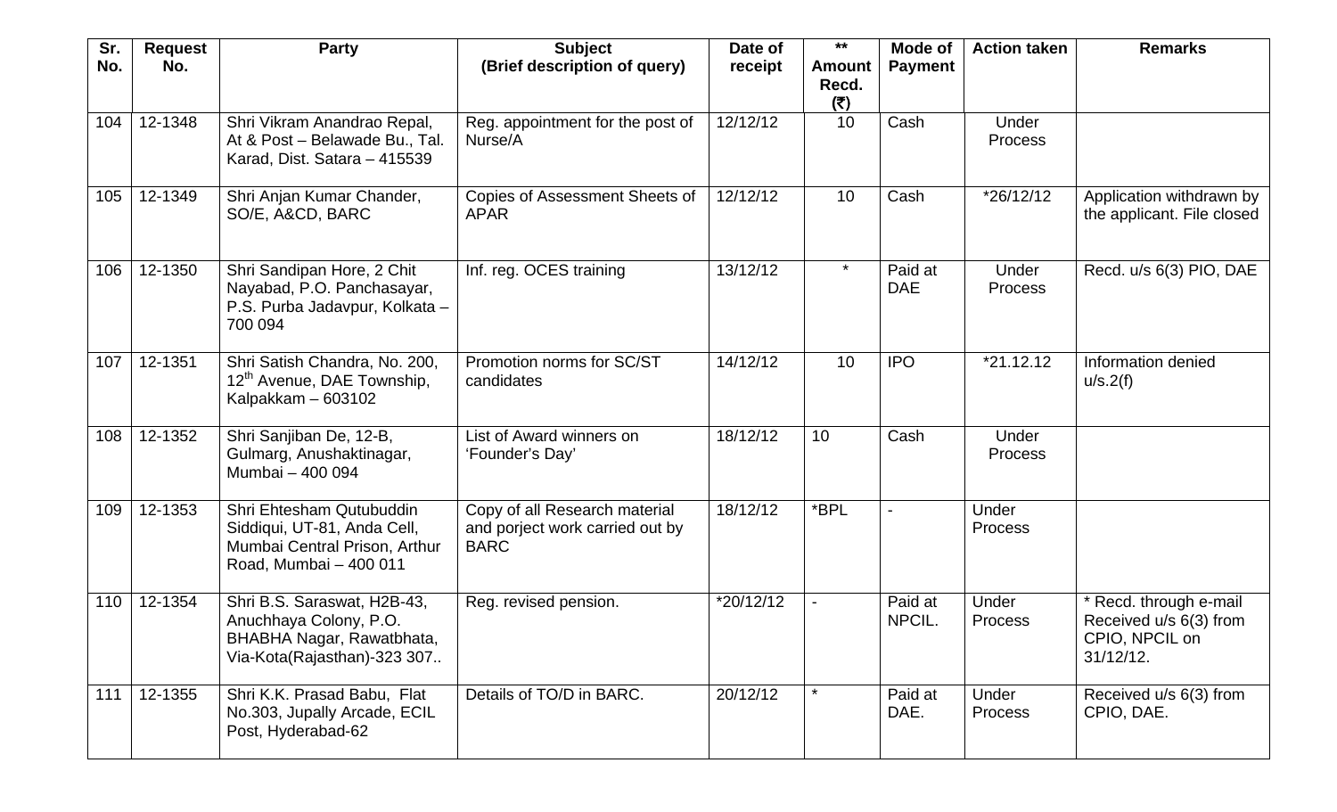| Sr. No. | Request No. | Party | Subject (Brief description of query) | Date of receipt | ** Amount Recd. (₹) | Mode of Payment | Action taken | Remarks |
|---|---|---|---|---|---|---|---|---|
| 104 | 12-1348 | Shri Vikram Anandrao Repal, At & Post – Belawade Bu., Tal. Karad, Dist. Satara – 415539 | Reg. appointment for the post of Nurse/A | 12/12/12 | 10 | Cash | Under Process | |
| 105 | 12-1349 | Shri Anjan Kumar Chander, SO/E, A&CD, BARC | Copies of Assessment Sheets of APAR | 12/12/12 | 10 | Cash | *26/12/12 | Application withdrawn by the applicant. File closed |
| 106 | 12-1350 | Shri Sandipan Hore, 2 Chit Nayabad, P.O. Panchasayar, P.S. Purba Jadavpur, Kolkata – 700 094 | Inf. reg. OCES training | 13/12/12 | * | Paid at DAE | Under Process | Recd. u/s 6(3) PIO, DAE |
| 107 | 12-1351 | Shri Satish Chandra, No. 200, 12th Avenue, DAE Township, Kalpakkam – 603102 | Promotion norms for SC/ST candidates | 14/12/12 | 10 | IPO | *21.12.12 | Information denied u/s.2(f) |
| 108 | 12-1352 | Shri Sanjiban De, 12-B, Gulmarg, Anushaktinagar, Mumbai – 400 094 | List of Award winners on 'Founder's Day' | 18/12/12 | 10 | Cash | Under Process | |
| 109 | 12-1353 | Shri Ehtesham Qutubuddin Siddiqui, UT-81, Anda Cell, Mumbai Central Prison, Arthur Road, Mumbai – 400 011 | Copy of all Research material and porject work carried out by BARC | 18/12/12 | *BPL | - | Under Process | |
| 110 | 12-1354 | Shri B.S. Saraswat, H2B-43, Anuchhaya Colony, P.O. BHABHA Nagar, Rawatbhata, Via-Kota(Rajasthan)-323 307.. | Reg. revised pension. | *20/12/12 | - | Paid at NPCIL. | Under Process | * Recd. through e-mail Received u/s 6(3) from CPIO, NPCIL on 31/12/12. |
| 111 | 12-1355 | Shri K.K. Prasad Babu, Flat No.303, Jupally Arcade, ECIL Post, Hyderabad-62 | Details of TO/D in BARC. | 20/12/12 | * | Paid at DAE. | Under Process | Received u/s 6(3) from CPIO, DAE. |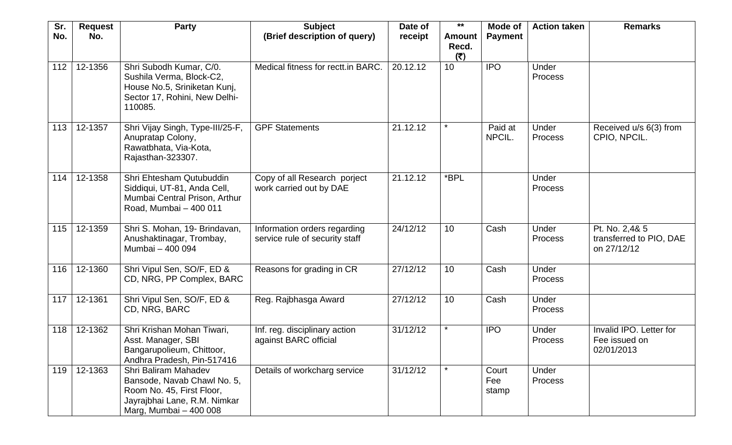| Sr. No. | Request No. | Party | Subject (Brief description of query) | Date of receipt | ** Amount Recd. (₹) | Mode of Payment | Action taken | Remarks |
|---|---|---|---|---|---|---|---|---|
| 112 | 12-1356 | Shri Subodh Kumar, C/0. Sushila Verma, Block-C2, House No.5, Sriniketan Kunj, Sector 17, Rohini, New Delhi-110085. | Medical fitness for rectt.in BARC. | 20.12.12 | 10 | IPO | Under Process | |
| 113 | 12-1357 | Shri Vijay Singh, Type-III/25-F, Anupratap Colony, Rawatbhata, Via-Kota, Rajasthan-323307. | GPF Statements | 21.12.12 | * | Paid at NPCIL. | Under Process | Received u/s 6(3) from CPIO, NPCIL. |
| 114 | 12-1358 | Shri Ehtesham Qutubuddin Siddiqui, UT-81, Anda Cell, Mumbai Central Prison, Arthur Road, Mumbai – 400 011 | Copy of all Research porject work carried out by DAE | 21.12.12 | *BPL | | Under Process | |
| 115 | 12-1359 | Shri S. Mohan, 19- Brindavan, Anushaktinagar, Trombay, Mumbai – 400 094 | Information orders regarding service rule of security staff | 24/12/12 | 10 | Cash | Under Process | Pt. No. 2,4& 5 transferred to PIO, DAE on 27/12/12 |
| 116 | 12-1360 | Shri Vipul Sen, SO/F, ED & CD, NRG, PP Complex, BARC | Reasons for grading in CR | 27/12/12 | 10 | Cash | Under Process | |
| 117 | 12-1361 | Shri Vipul Sen, SO/F, ED & CD, NRG, BARC | Reg. Rajbhasga Award | 27/12/12 | 10 | Cash | Under Process | |
| 118 | 12-1362 | Shri Krishan Mohan Tiwari, Asst. Manager, SBI Bangarupolieum, Chittoor, Andhra Pradesh, Pin-517416 | Inf. reg. disciplinary action against BARC official | 31/12/12 | * | IPO | Under Process | Invalid IPO. Letter for Fee issued on 02/01/2013 |
| 119 | 12-1363 | Shri Baliram Mahadev Bansode, Navab Chawl No. 5, Room No. 45, First Floor, Jayrajbhai Lane, R.M. Nimkar Marg, Mumbai – 400 008 | Details of workcharg service | 31/12/12 | * | Court Fee stamp | Under Process | |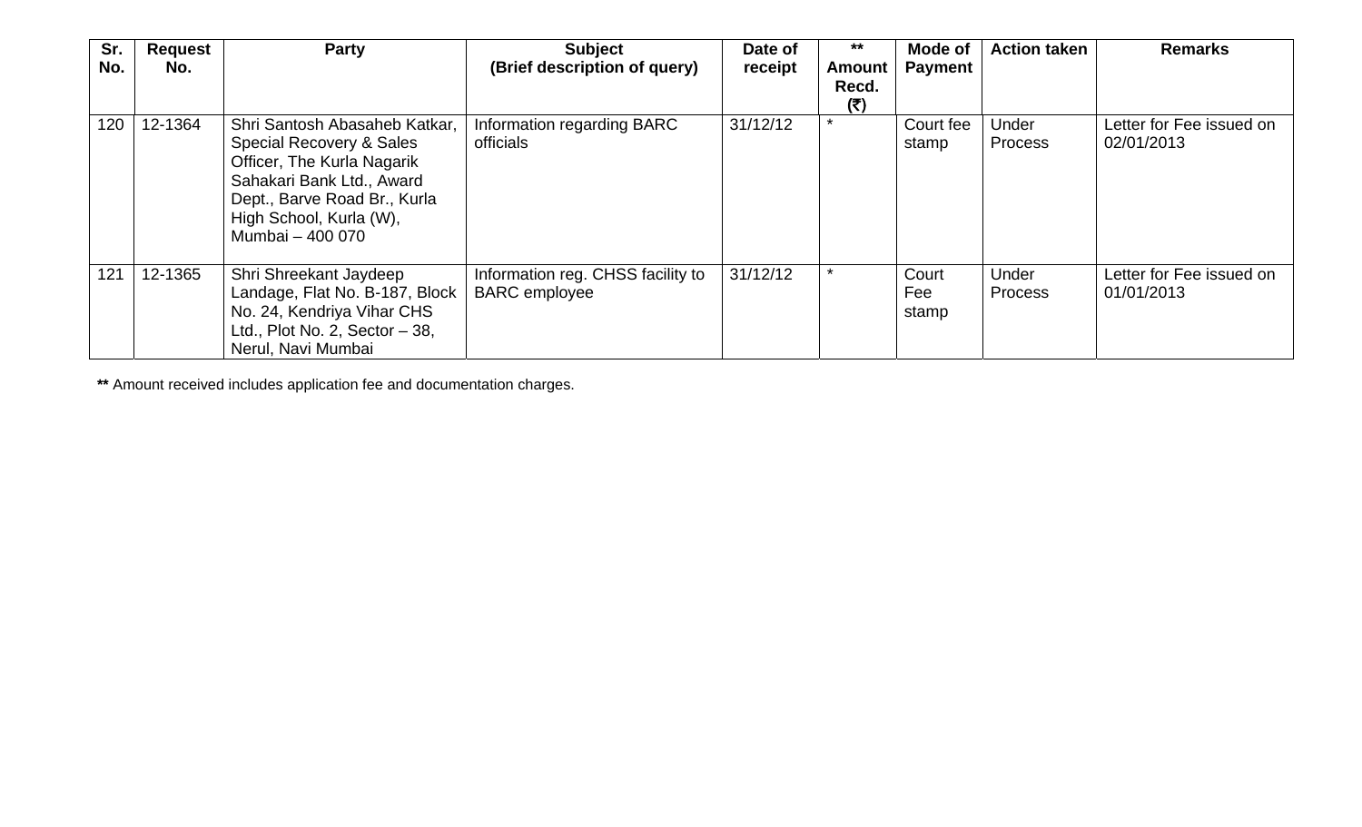| Sr. No. | Request No. | Party | Subject (Brief description of query) | Date of receipt | ** Amount Recd. (₹) | Mode of Payment | Action taken | Remarks |
|---|---|---|---|---|---|---|---|---|
| 120 | 12-1364 | Shri Santosh Abasaheb Katkar, Special Recovery & Sales Officer, The Kurla Nagarik Sahakari Bank Ltd., Award Dept., Barve Road Br., Kurla High School, Kurla (W), Mumbai – 400 070 | Information regarding BARC officials | 31/12/12 | * | Court fee stamp | Under Process | Letter for Fee issued on 02/01/2013 |
| 121 | 12-1365 | Shri Shreekant Jaydeep Landage, Flat No. B-187, Block No. 24, Kendriya Vihar CHS Ltd., Plot No. 2, Sector – 38, Nerul, Navi Mumbai | Information reg. CHSS facility to BARC employee | 31/12/12 | * | Court Fee stamp | Under Process | Letter for Fee issued on 01/01/2013 |

**\*\*** Amount received includes application fee and documentation charges.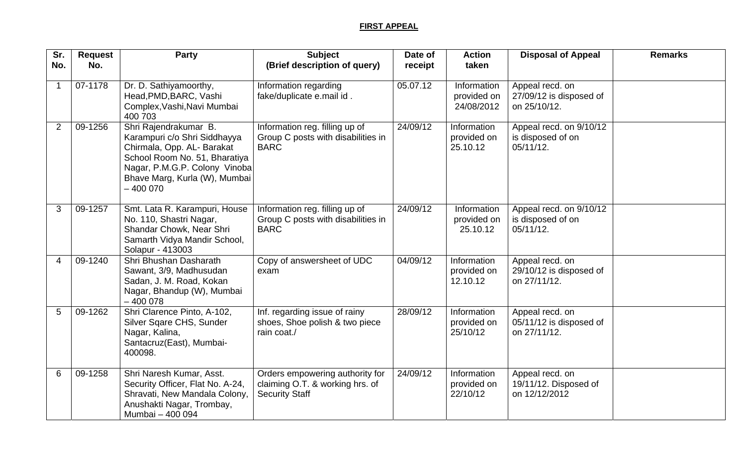**FIRST APPEAL**

| Sr. No. | Request No. | Party | Subject (Brief description of query) | Date of receipt | Action taken | Disposal of Appeal | Remarks |
|---|---|---|---|---|---|---|---|
| 1 | 07-1178 | Dr. D. Sathiyamoorthy, Head,PMD,BARC, Vashi Complex,Vashi,Navi Mumbai 400 703 | Information regarding fake/duplicate e.mail id . | 05.07.12 | Information provided on 24/08/2012 | Appeal recd. on 27/09/12 is disposed of on 25/10/12. | |
| 2 | 09-1256 | Shri Rajendrakumar B. Karampuri c/o Shri Siddhayya Chirmala, Opp. AL- Barakat School Room No. 51, Bharatiya Nagar, P.M.G.P. Colony Vinoba Bhave Marg, Kurla (W), Mumbai – 400 070 | Information reg. filling up of Group C posts with disabilities in BARC | 24/09/12 | Information provided on 25.10.12 | Appeal recd. on 9/10/12 is disposed of on 05/11/12. | |
| 3 | 09-1257 | Smt. Lata R. Karampuri, House No. 110, Shastri Nagar, Shandar Chowk, Near Shri Samarth Vidya Mandir School, Solapur - 413003 | Information reg. filling up of Group C posts with disabilities in BARC | 24/09/12 | Information provided on 25.10.12 | Appeal recd. on 9/10/12 is disposed of on 05/11/12. | |
| 4 | 09-1240 | Shri Bhushan Dasharath Sawant, 3/9, Madhusudan Sadan, J. M. Road, Kokan Nagar, Bhandup (W), Mumbai – 400 078 | Copy of answersheet of UDC exam | 04/09/12 | Information provided on 12.10.12 | Appeal recd. on 29/10/12 is disposed of on 27/11/12. | |
| 5 | 09-1262 | Shri Clarence Pinto, A-102, Silver Sqare CHS, Sunder Nagar, Kalina, Santacruz(East), Mumbai-400098. | Inf. regarding issue of rainy shoes, Shoe polish & two piece rain coat./ | 28/09/12 | Information provided on 25/10/12 | Appeal recd. on 05/11/12 is disposed of on 27/11/12. | |
| 6 | 09-1258 | Shri Naresh Kumar, Asst. Security Officer, Flat No. A-24, Shravati, New Mandala Colony, Anushakti Nagar, Trombay, Mumbai – 400 094 | Orders empowering authority for claiming O.T. & working hrs. of Security Staff | 24/09/12 | Information provided on 22/10/12 | Appeal recd. on 19/11/12. Disposed of on 12/12/2012 | |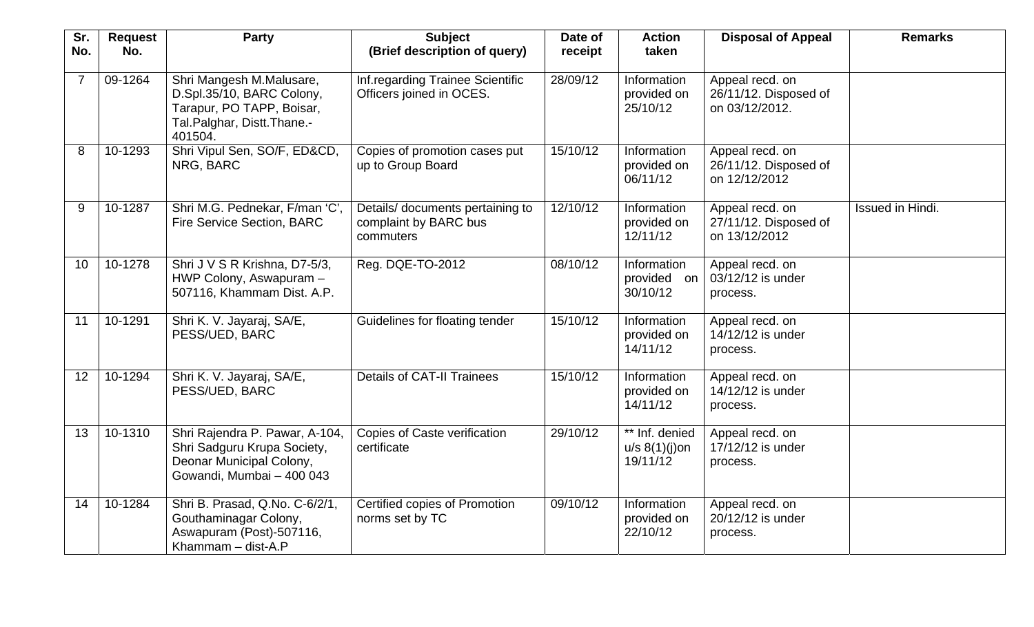| Sr. No. | Request No. | Party | Subject (Brief description of query) | Date of receipt | Action taken | Disposal of Appeal | Remarks |
|---|---|---|---|---|---|---|---|
| 7 | 09-1264 | Shri Mangesh M.Malusare, D.Spl.35/10, BARC Colony, Tarapur, PO TAPP, Boisar, Tal.Palghar, Distt.Thane.-401504. | Inf.regarding Trainee Scientific Officers joined in OCES. | 28/09/12 | Information provided on 25/10/12 | Appeal recd. on 26/11/12. Disposed of on 03/12/2012. | |
| 8 | 10-1293 | Shri Vipul Sen, SO/F, ED&CD, NRG, BARC | Copies of promotion cases put up to Group Board | 15/10/12 | Information provided on 06/11/12 | Appeal recd. on 26/11/12. Disposed of on 12/12/2012 | |
| 9 | 10-1287 | Shri M.G. Pednekar, F/man 'C', Fire Service Section, BARC | Details/ documents pertaining to complaint by BARC bus commuters | 12/10/12 | Information provided on 12/11/12 | Appeal recd. on 27/11/12. Disposed of on 13/12/2012 | Issued in Hindi. |
| 10 | 10-1278 | Shri J V S R Krishna, D7-5/3, HWP Colony, Aswapuram – 507116, Khammam Dist. A.P. | Reg. DQE-TO-2012 | 08/10/12 | Information provided on 30/10/12 | Appeal recd. on 03/12/12 is under process. | |
| 11 | 10-1291 | Shri K. V. Jayaraj, SA/E, PESS/UED, BARC | Guidelines for floating tender | 15/10/12 | Information provided on 14/11/12 | Appeal recd. on 14/12/12 is under process. | |
| 12 | 10-1294 | Shri K. V. Jayaraj, SA/E, PESS/UED, BARC | Details of CAT-II Trainees | 15/10/12 | Information provided on 14/11/12 | Appeal recd. on 14/12/12 is under process. | |
| 13 | 10-1310 | Shri Rajendra P. Pawar, A-104, Shri Sadguru Krupa Society, Deonar Municipal Colony, Gowandi, Mumbai – 400 043 | Copies of Caste verification certificate | 29/10/12 | ** Inf. denied u/s 8(1)(j)on 19/11/12 | Appeal recd. on 17/12/12 is under process. | |
| 14 | 10-1284 | Shri B. Prasad, Q.No. C-6/2/1, Gouthaminagar Colony, Aswapuram (Post)-507116, Khammam – dist-A.P | Certified copies of Promotion norms set by TC | 09/10/12 | Information provided on 22/10/12 | Appeal recd. on 20/12/12 is under process. | |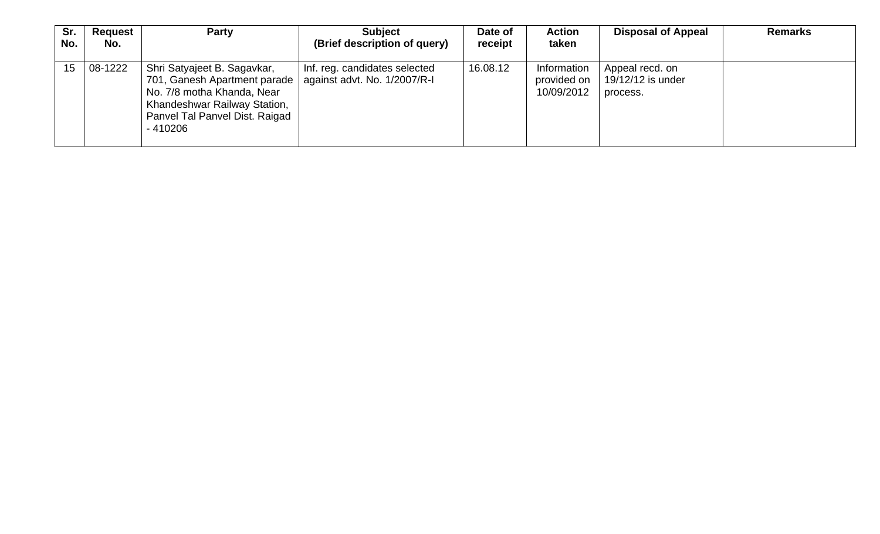| Sr. No. | Request No. | Party | Subject (Brief description of query) | Date of receipt | Action taken | Disposal of Appeal | Remarks |
|---|---|---|---|---|---|---|---|
| 15 | 08-1222 | Shri Satyajeet B. Sagavkar, 701, Ganesh Apartment parade No. 7/8 motha Khanda, Near Khandeshwar Railway Station, Panvel Tal Panvel Dist. Raigad - 410206 | Inf. reg. candidates selected against advt. No. 1/2007/R-I | 16.08.12 | Information provided on 10/09/2012 | Appeal recd. on 19/12/12 is under process. | |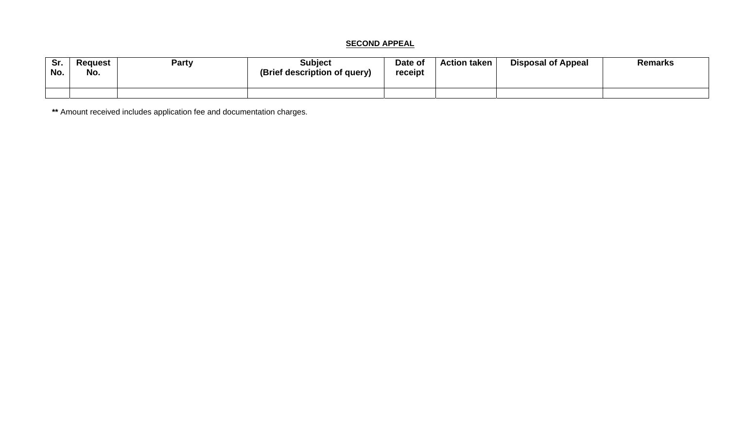**SECOND APPEAL**

| Sr. No. | Request No. | Party | Subject (Brief description of query) | Date of receipt | Action taken | Disposal of Appeal | Remarks |
|---|---|---|---|---|---|---|---|
| | | | | | | | |

**\*\*** Amount received includes application fee and documentation charges.